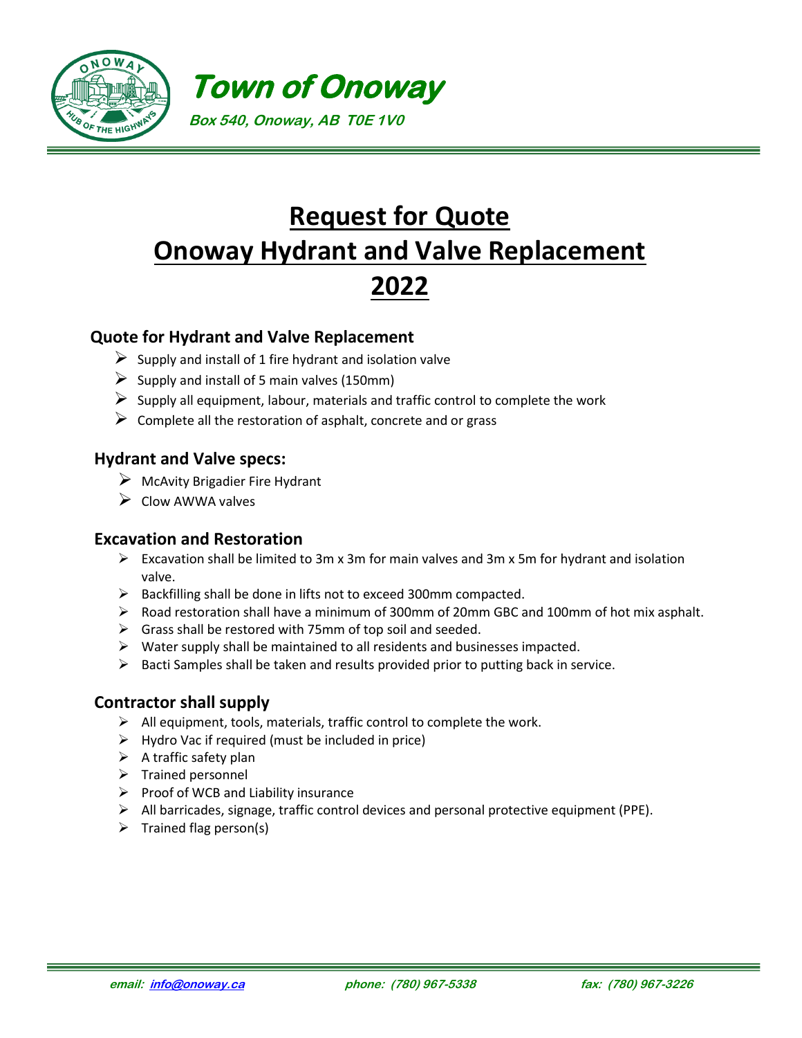# Town of Onoway

*Box 540, Onoway, AB T0E 1V0*

# Request for Quote
# Onoway Hydrant and Valve Replacement
# 2022

## Quote for Hydrant and Valve Replacement

- Supply and install of 1 fire hydrant and isolation valve
- Supply and install of 5 main valves (150mm)
- Supply all equipment, labour, materials and traffic control to complete the work
- Complete all the restoration of asphalt, concrete and or grass

## Hydrant and Valve specs:

- McAvity Brigadier Fire Hydrant
- Clow AWWA valves

## Excavation and Restoration

- Excavation shall be limited to 3m x 3m for main valves and 3m x 5m for hydrant and isolation valve.
- Backfilling shall be done in lifts not to exceed 300mm compacted.
- Road restoration shall have a minimum of 300mm of 20mm GBC and 100mm of hot mix asphalt.
- Grass shall be restored with 75mm of top soil and seeded.
- Water supply shall be maintained to all residents and businesses impacted.
- Bacti Samples shall be taken and results provided prior to putting back in service.

## Contractor shall supply

- All equipment, tools, materials, traffic control to complete the work.
- Hydro Vac if required (must be included in price)
- A traffic safety plan
- Trained personnel
- Proof of WCB and Liability insurance
- All barricades, signage, traffic control devices and personal protective equipment (PPE).
- Trained flag person(s)

*email: info@onoway.ca* *phone: (780) 967-5338* *fax: (780) 967-3226*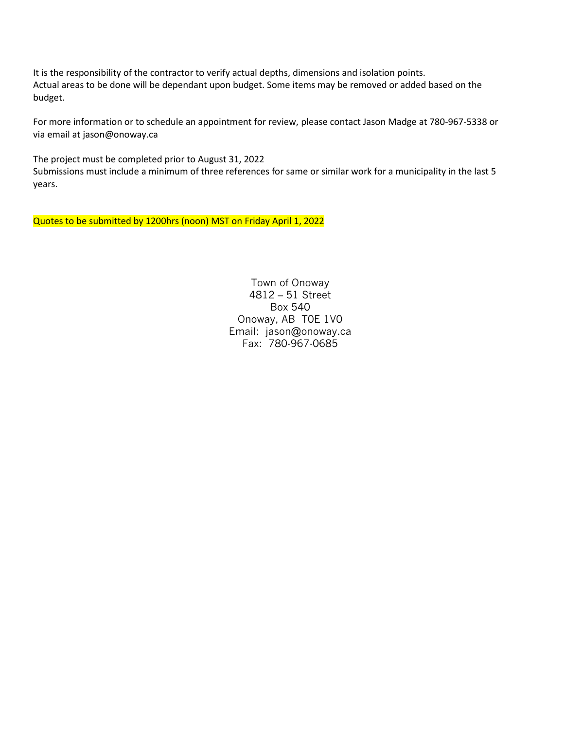It is the responsibility of the contractor to verify actual depths, dimensions and isolation points.
Actual areas to be done will be dependant upon budget. Some items may be removed or added based on the budget.

For more information or to schedule an appointment for review, please contact Jason Madge at 780-967-5338 or via email at jason@onoway.ca

The project must be completed prior to August 31, 2022
Submissions must include a minimum of three references for same or similar work for a municipality in the last 5 years.

Quotes to be submitted by 1200hrs (noon) MST on Friday April 1, 2022

Town of Onoway
4812 – 51 Street
Box 540
Onoway, AB T0E 1V0
Email: jason@onoway.ca
Fax: 780-967-0685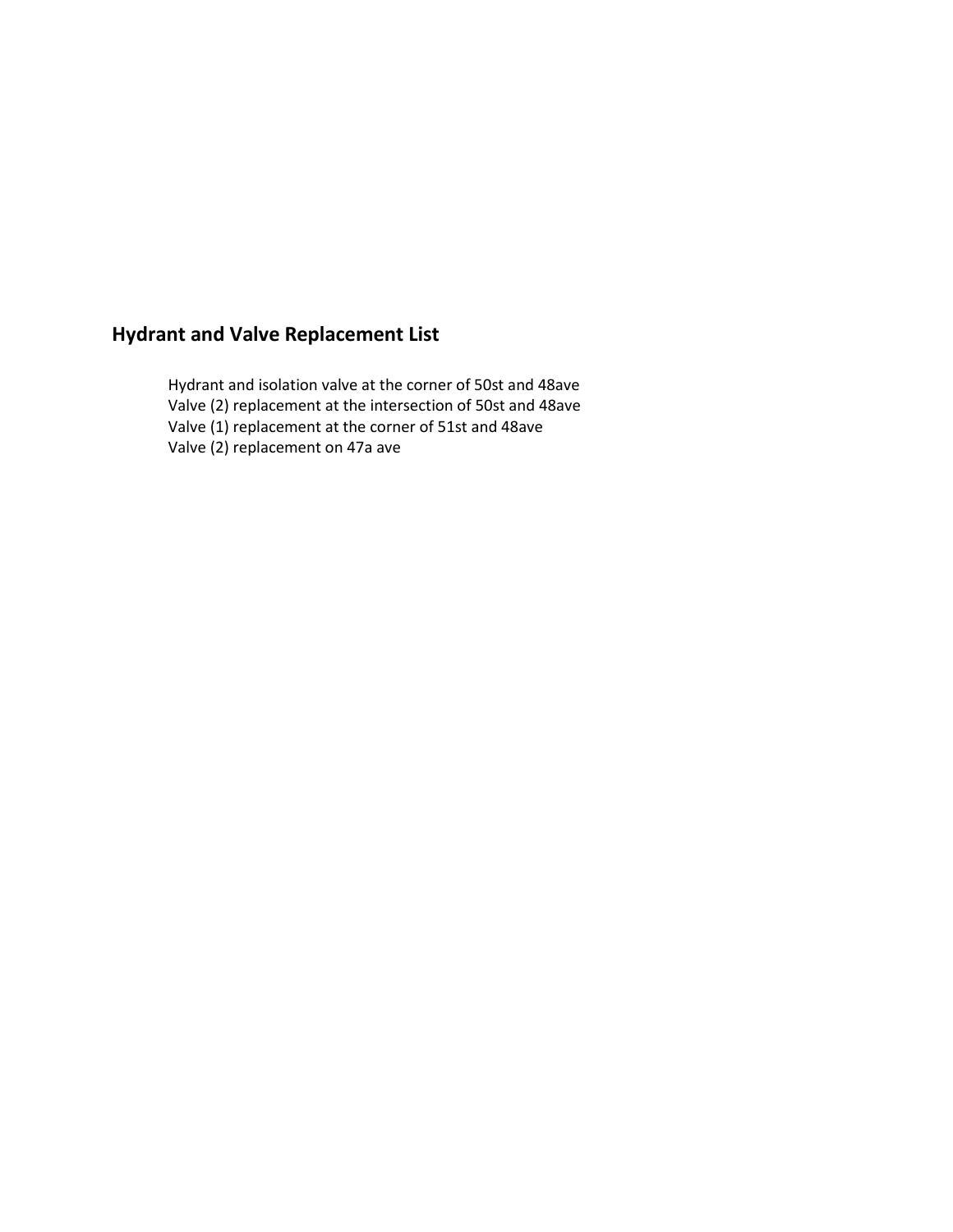## Hydrant and Valve Replacement List

Hydrant and isolation valve at the corner of 50st and 48ave
Valve (2) replacement at the intersection of 50st and 48ave
Valve (1) replacement at the corner of 51st and 48ave
Valve (2) replacement on 47a ave